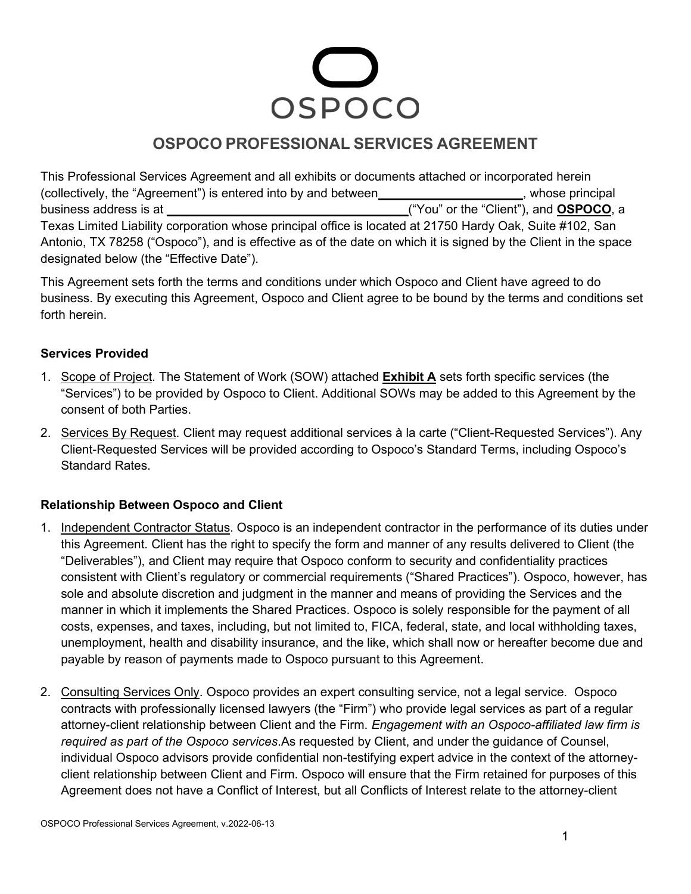OSPOCO

# OSPOCO PROFESSIONAL SERVICES AGREEMENT

This Professional Services Agreement and all exhibits or documents attached or incorporated herein (collectively, the "Agreement") is entered into by and between ____________________, whose principal business address is at ___________________________________("You" or the "Client"), and **OSPOCO**, a Texas Limited Liability corporation whose principal office is located at 21750 Hardy Oak, Suite #102, San Antonio, TX 78258 ("Ospoco"), and is effective as of the date on which it is signed by the Client in the space designated below (the "Effective Date").

This Agreement sets forth the terms and conditions under which Ospoco and Client have agreed to do business. By executing this Agreement, Ospoco and Client agree to be bound by the terms and conditions set forth herein.

**Services Provided**

1. Scope of Project. The Statement of Work (SOW) attached **Exhibit A** sets forth specific services (the "Services") to be provided by Ospoco to Client. Additional SOWs may be added to this Agreement by the consent of both Parties.
2. Services By Request. Client may request additional services à la carte ("Client-Requested Services"). Any Client-Requested Services will be provided according to Ospoco's Standard Terms, including Ospoco's Standard Rates.

**Relationship Between Ospoco and Client**

1. Independent Contractor Status. Ospoco is an independent contractor in the performance of its duties under this Agreement. Client has the right to specify the form and manner of any results delivered to Client (the "Deliverables"), and Client may require that Ospoco conform to security and confidentiality practices consistent with Client's regulatory or commercial requirements ("Shared Practices"). Ospoco, however, has sole and absolute discretion and judgment in the manner and means of providing the Services and the manner in which it implements the Shared Practices. Ospoco is solely responsible for the payment of all costs, expenses, and taxes, including, but not limited to, FICA, federal, state, and local withholding taxes, unemployment, health and disability insurance, and the like, which shall now or hereafter become due and payable by reason of payments made to Ospoco pursuant to this Agreement.

2. Consulting Services Only. Ospoco provides an expert consulting service, not a legal service. Ospoco contracts with professionally licensed lawyers (the "Firm") who provide legal services as part of a regular attorney-client relationship between Client and the Firm. *Engagement with an Ospoco-affiliated law firm is required as part of the Ospoco services*.As requested by Client, and under the guidance of Counsel, individual Ospoco advisors provide confidential non-testifying expert advice in the context of the attorney-client relationship between Client and Firm. Ospoco will ensure that the Firm retained for purposes of this Agreement does not have a Conflict of Interest, but all Conflicts of Interest relate to the attorney-client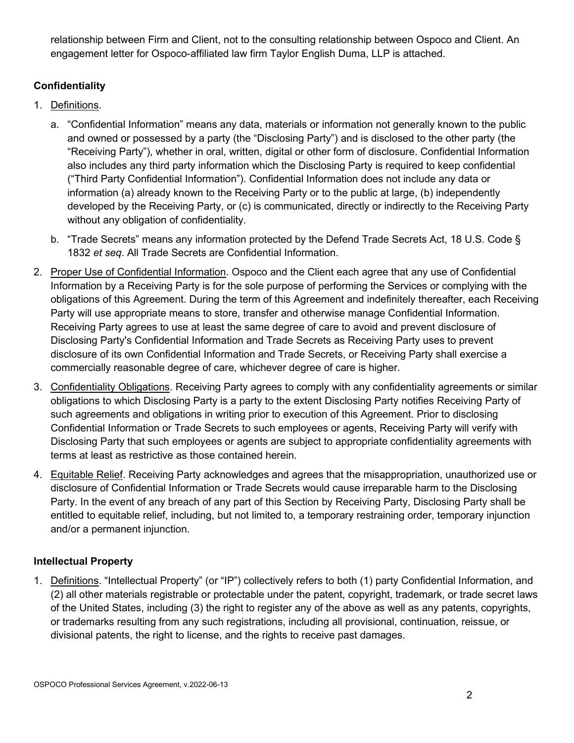relationship between Firm and Client, not to the consulting relationship between Ospoco and Client. An engagement letter for Ospoco-affiliated law firm Taylor English Duma, LLP is attached.

**Confidentiality**

1. Definitions.

   a. "Confidential Information" means any data, materials or information not generally known to the public and owned or possessed by a party (the "Disclosing Party") and is disclosed to the other party (the "Receiving Party"), whether in oral, written, digital or other form of disclosure. Confidential Information also includes any third party information which the Disclosing Party is required to keep confidential ("Third Party Confidential Information"). Confidential Information does not include any data or information (a) already known to the Receiving Party or to the public at large, (b) independently developed by the Receiving Party, or (c) is communicated, directly or indirectly to the Receiving Party without any obligation of confidentiality.

   b. "Trade Secrets" means any information protected by the Defend Trade Secrets Act, 18 U.S. Code § 1832 *et seq*. All Trade Secrets are Confidential Information.

2. Proper Use of Confidential Information. Ospoco and the Client each agree that any use of Confidential Information by a Receiving Party is for the sole purpose of performing the Services or complying with the obligations of this Agreement. During the term of this Agreement and indefinitely thereafter, each Receiving Party will use appropriate means to store, transfer and otherwise manage Confidential Information. Receiving Party agrees to use at least the same degree of care to avoid and prevent disclosure of Disclosing Party's Confidential Information and Trade Secrets as Receiving Party uses to prevent disclosure of its own Confidential Information and Trade Secrets, or Receiving Party shall exercise a commercially reasonable degree of care, whichever degree of care is higher.

3. Confidentiality Obligations. Receiving Party agrees to comply with any confidentiality agreements or similar obligations to which Disclosing Party is a party to the extent Disclosing Party notifies Receiving Party of such agreements and obligations in writing prior to execution of this Agreement. Prior to disclosing Confidential Information or Trade Secrets to such employees or agents, Receiving Party will verify with Disclosing Party that such employees or agents are subject to appropriate confidentiality agreements with terms at least as restrictive as those contained herein.

4. Equitable Relief. Receiving Party acknowledges and agrees that the misappropriation, unauthorized use or disclosure of Confidential Information or Trade Secrets would cause irreparable harm to the Disclosing Party. In the event of any breach of any part of this Section by Receiving Party, Disclosing Party shall be entitled to equitable relief, including, but not limited to, a temporary restraining order, temporary injunction and/or a permanent injunction.

**Intellectual Property**

1. Definitions. "Intellectual Property" (or "IP") collectively refers to both (1) party Confidential Information, and (2) all other materials registrable or protectable under the patent, copyright, trademark, or trade secret laws of the United States, including (3) the right to register any of the above as well as any patents, copyrights, or trademarks resulting from any such registrations, including all provisional, continuation, reissue, or divisional patents, the right to license, and the rights to receive past damages.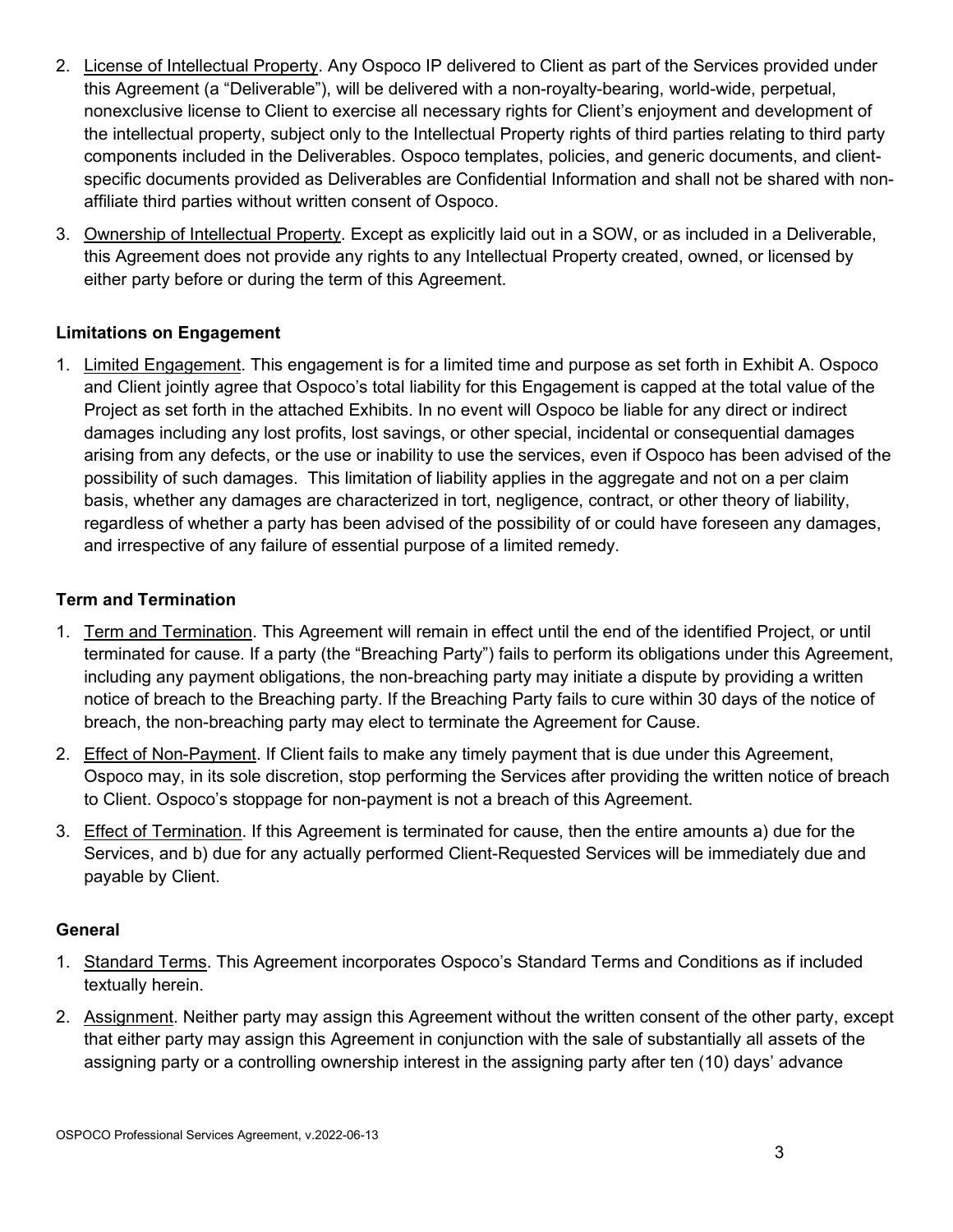2. License of Intellectual Property. Any Ospoco IP delivered to Client as part of the Services provided under this Agreement (a "Deliverable"), will be delivered with a non-royalty-bearing, world-wide, perpetual, nonexclusive license to Client to exercise all necessary rights for Client's enjoyment and development of the intellectual property, subject only to the Intellectual Property rights of third parties relating to third party components included in the Deliverables. Ospoco templates, policies, and generic documents, and client-specific documents provided as Deliverables are Confidential Information and shall not be shared with non-affiliate third parties without written consent of Ospoco.
3. Ownership of Intellectual Property. Except as explicitly laid out in a SOW, or as included in a Deliverable, this Agreement does not provide any rights to any Intellectual Property created, owned, or licensed by either party before or during the term of this Agreement.

**Limitations on Engagement**

1. Limited Engagement. This engagement is for a limited time and purpose as set forth in Exhibit A. Ospoco and Client jointly agree that Ospoco's total liability for this Engagement is capped at the total value of the Project as set forth in the attached Exhibits. In no event will Ospoco be liable for any direct or indirect damages including any lost profits, lost savings, or other special, incidental or consequential damages arising from any defects, or the use or inability to use the services, even if Ospoco has been advised of the possibility of such damages. This limitation of liability applies in the aggregate and not on a per claim basis, whether any damages are characterized in tort, negligence, contract, or other theory of liability, regardless of whether a party has been advised of the possibility of or could have foreseen any damages, and irrespective of any failure of essential purpose of a limited remedy.

**Term and Termination**

1. Term and Termination. This Agreement will remain in effect until the end of the identified Project, or until terminated for cause. If a party (the "Breaching Party") fails to perform its obligations under this Agreement, including any payment obligations, the non-breaching party may initiate a dispute by providing a written notice of breach to the Breaching party. If the Breaching Party fails to cure within 30 days of the notice of breach, the non-breaching party may elect to terminate the Agreement for Cause.
2. Effect of Non-Payment. If Client fails to make any timely payment that is due under this Agreement, Ospoco may, in its sole discretion, stop performing the Services after providing the written notice of breach to Client. Ospoco's stoppage for non-payment is not a breach of this Agreement.
3. Effect of Termination. If this Agreement is terminated for cause, then the entire amounts a) due for the Services, and b) due for any actually performed Client-Requested Services will be immediately due and payable by Client.

**General**

1. Standard Terms. This Agreement incorporates Ospoco's Standard Terms and Conditions as if included textually herein.
2. Assignment. Neither party may assign this Agreement without the written consent of the other party, except that either party may assign this Agreement in conjunction with the sale of substantially all assets of the assigning party or a controlling ownership interest in the assigning party after ten (10) days' advance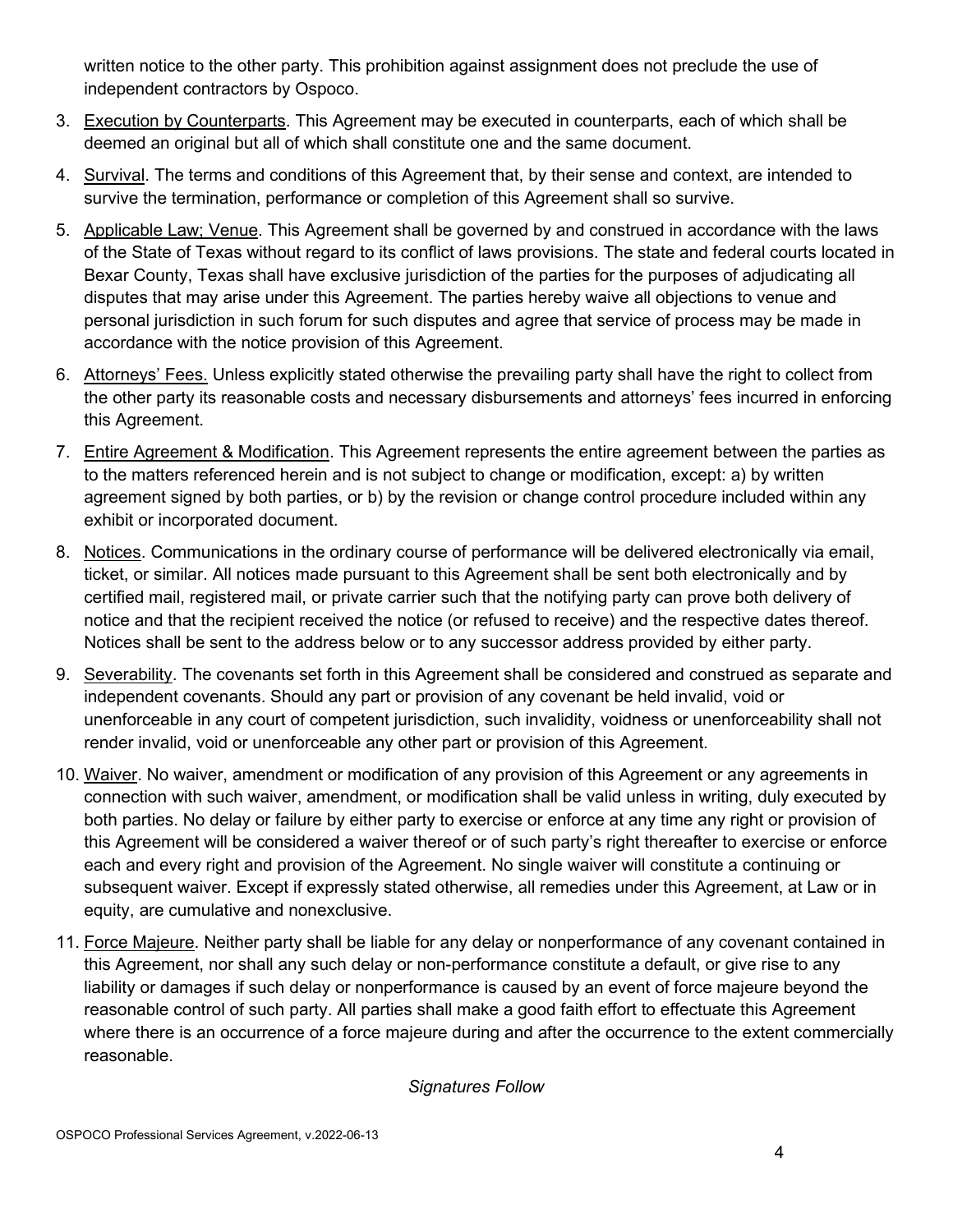written notice to the other party. This prohibition against assignment does not preclude the use of independent contractors by Ospoco.

3. Execution by Counterparts. This Agreement may be executed in counterparts, each of which shall be deemed an original but all of which shall constitute one and the same document.
4. Survival. The terms and conditions of this Agreement that, by their sense and context, are intended to survive the termination, performance or completion of this Agreement shall so survive.
5. Applicable Law; Venue. This Agreement shall be governed by and construed in accordance with the laws of the State of Texas without regard to its conflict of laws provisions. The state and federal courts located in Bexar County, Texas shall have exclusive jurisdiction of the parties for the purposes of adjudicating all disputes that may arise under this Agreement. The parties hereby waive all objections to venue and personal jurisdiction in such forum for such disputes and agree that service of process may be made in accordance with the notice provision of this Agreement.
6. Attorneys' Fees. Unless explicitly stated otherwise the prevailing party shall have the right to collect from the other party its reasonable costs and necessary disbursements and attorneys' fees incurred in enforcing this Agreement.
7. Entire Agreement & Modification. This Agreement represents the entire agreement between the parties as to the matters referenced herein and is not subject to change or modification, except: a) by written agreement signed by both parties, or b) by the revision or change control procedure included within any exhibit or incorporated document.
8. Notices. Communications in the ordinary course of performance will be delivered electronically via email, ticket, or similar. All notices made pursuant to this Agreement shall be sent both electronically and by certified mail, registered mail, or private carrier such that the notifying party can prove both delivery of notice and that the recipient received the notice (or refused to receive) and the respective dates thereof. Notices shall be sent to the address below or to any successor address provided by either party.
9. Severability. The covenants set forth in this Agreement shall be considered and construed as separate and independent covenants. Should any part or provision of any covenant be held invalid, void or unenforceable in any court of competent jurisdiction, such invalidity, voidness or unenforceability shall not render invalid, void or unenforceable any other part or provision of this Agreement.
10. Waiver. No waiver, amendment or modification of any provision of this Agreement or any agreements in connection with such waiver, amendment, or modification shall be valid unless in writing, duly executed by both parties. No delay or failure by either party to exercise or enforce at any time any right or provision of this Agreement will be considered a waiver thereof or of such party's right thereafter to exercise or enforce each and every right and provision of the Agreement. No single waiver will constitute a continuing or subsequent waiver. Except if expressly stated otherwise, all remedies under this Agreement, at Law or in equity, are cumulative and nonexclusive.
11. Force Majeure. Neither party shall be liable for any delay or nonperformance of any covenant contained in this Agreement, nor shall any such delay or non-performance constitute a default, or give rise to any liability or damages if such delay or nonperformance is caused by an event of force majeure beyond the reasonable control of such party. All parties shall make a good faith effort to effectuate this Agreement where there is an occurrence of a force majeure during and after the occurrence to the extent commercially reasonable.

*Signatures Follow*

OSPOCO Professional Services Agreement, v.2022-06-13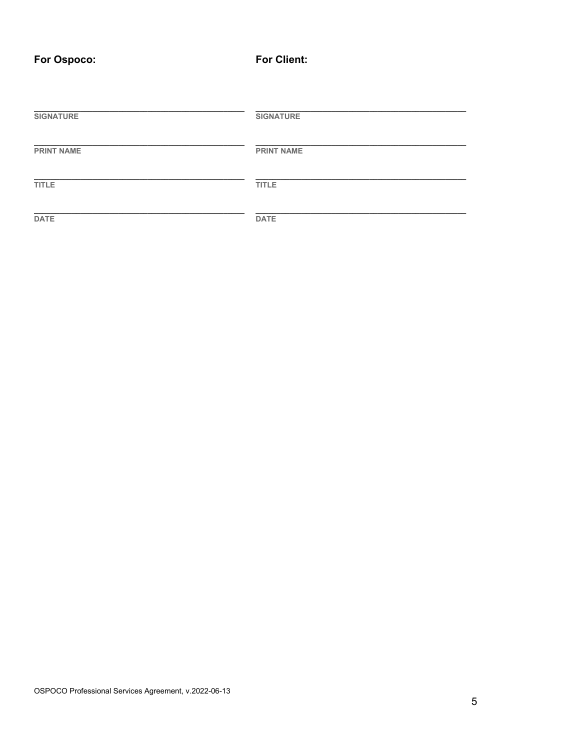**For Ospoco:**

\_\_\_\_\_\_\_\_\_\_\_\_\_\_\_\_\_\_\_\_\_\_\_\_\_\_\_\_\_\_\_\_\_\_\_\_\_\_\_\_
SIGNATURE

\_\_\_\_\_\_\_\_\_\_\_\_\_\_\_\_\_\_\_\_\_\_\_\_\_\_\_\_\_\_\_\_\_\_\_\_\_\_\_\_
PRINT NAME

\_\_\_\_\_\_\_\_\_\_\_\_\_\_\_\_\_\_\_\_\_\_\_\_\_\_\_\_\_\_\_\_\_\_\_\_\_\_\_\_
TITLE

\_\_\_\_\_\_\_\_\_\_\_\_\_\_\_\_\_\_\_\_\_\_\_\_\_\_\_\_\_\_\_\_\_\_\_\_\_\_\_\_
DATE

**For Client:**

\_\_\_\_\_\_\_\_\_\_\_\_\_\_\_\_\_\_\_\_\_\_\_\_\_\_\_\_\_\_\_\_\_\_\_\_\_\_\_\_
SIGNATURE

\_\_\_\_\_\_\_\_\_\_\_\_\_\_\_\_\_\_\_\_\_\_\_\_\_\_\_\_\_\_\_\_\_\_\_\_\_\_\_\_
PRINT NAME

\_\_\_\_\_\_\_\_\_\_\_\_\_\_\_\_\_\_\_\_\_\_\_\_\_\_\_\_\_\_\_\_\_\_\_\_\_\_\_\_
TITLE

\_\_\_\_\_\_\_\_\_\_\_\_\_\_\_\_\_\_\_\_\_\_\_\_\_\_\_\_\_\_\_\_\_\_\_\_\_\_\_\_
DATE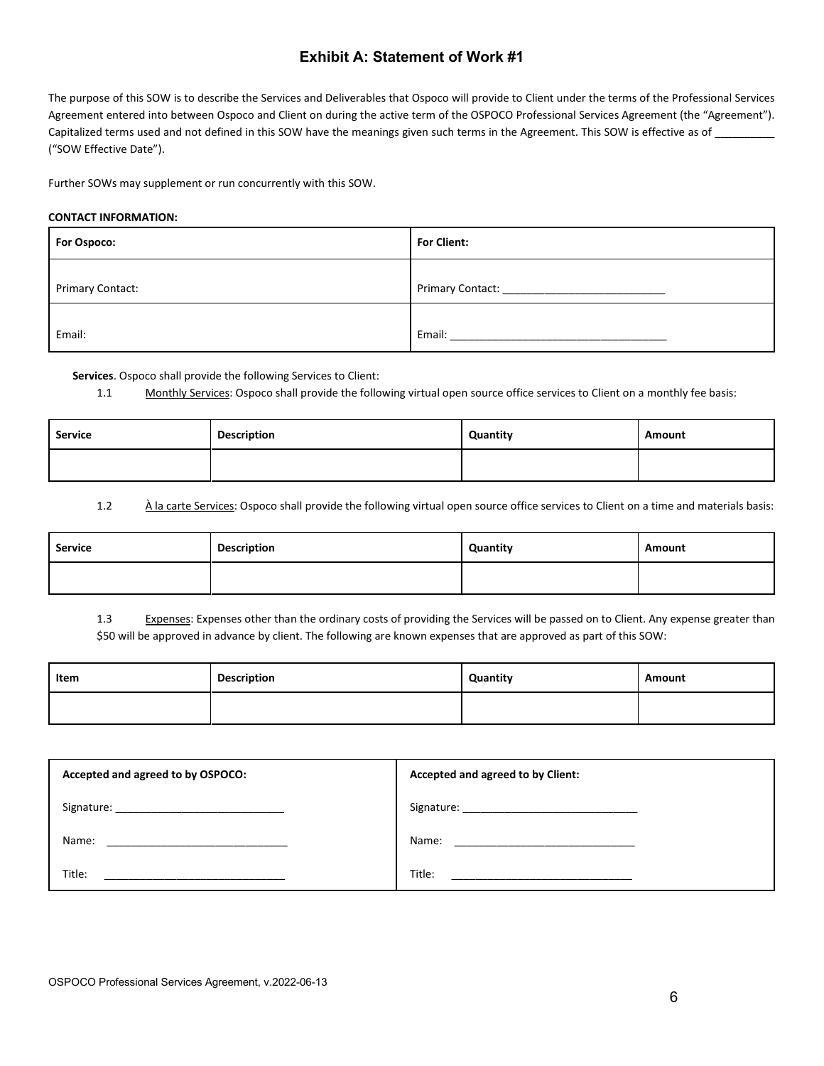# Exhibit A: Statement of Work #1

The purpose of this SOW is to describe the Services and Deliverables that Ospoco will provide to Client under the terms of the Professional Services Agreement entered into between Ospoco and Client on during the active term of the OSPOCO Professional Services Agreement (the "Agreement"). Capitalized terms used and not defined in this SOW have the meanings given such terms in the Agreement. This SOW is effective as of __________ ("SOW Effective Date").

Further SOWs may supplement or run concurrently with this SOW.

**CONTACT INFORMATION:**

| For Ospoco: | For Client: |
|---|---|
| Primary Contact: | Primary Contact: ___________________________ |
| Email: | Email: ____________________________________ |

**Services**. Ospoco shall provide the following Services to Client:

1.1 Monthly Services: Ospoco shall provide the following virtual open source office services to Client on a monthly fee basis:

| Service | Description | Quantity | Amount |
|---|---|---|---|
| | | | |

1.2 À la carte Services: Ospoco shall provide the following virtual open source office services to Client on a time and materials basis:

| Service | Description | Quantity | Amount |
|---|---|---|---|
| | | | |

1.3 Expenses: Expenses other than the ordinary costs of providing the Services will be passed on to Client. Any expense greater than $50 will be approved in advance by client. The following are known expenses that are approved as part of this SOW:

| Item | Description | Quantity | Amount |
|---|---|---|---|
| | | | |

| Accepted and agreed to by OSPOCO: | Accepted and agreed to by Client: |
|---|---|
| Signature: ____________________________ | Signature: _____________________________ |
| Name: ______________________________ | Name: ______________________________ |
| Title: ______________________________ | Title: ______________________________ |

OSPOCO Professional Services Agreement, v.2022-06-13